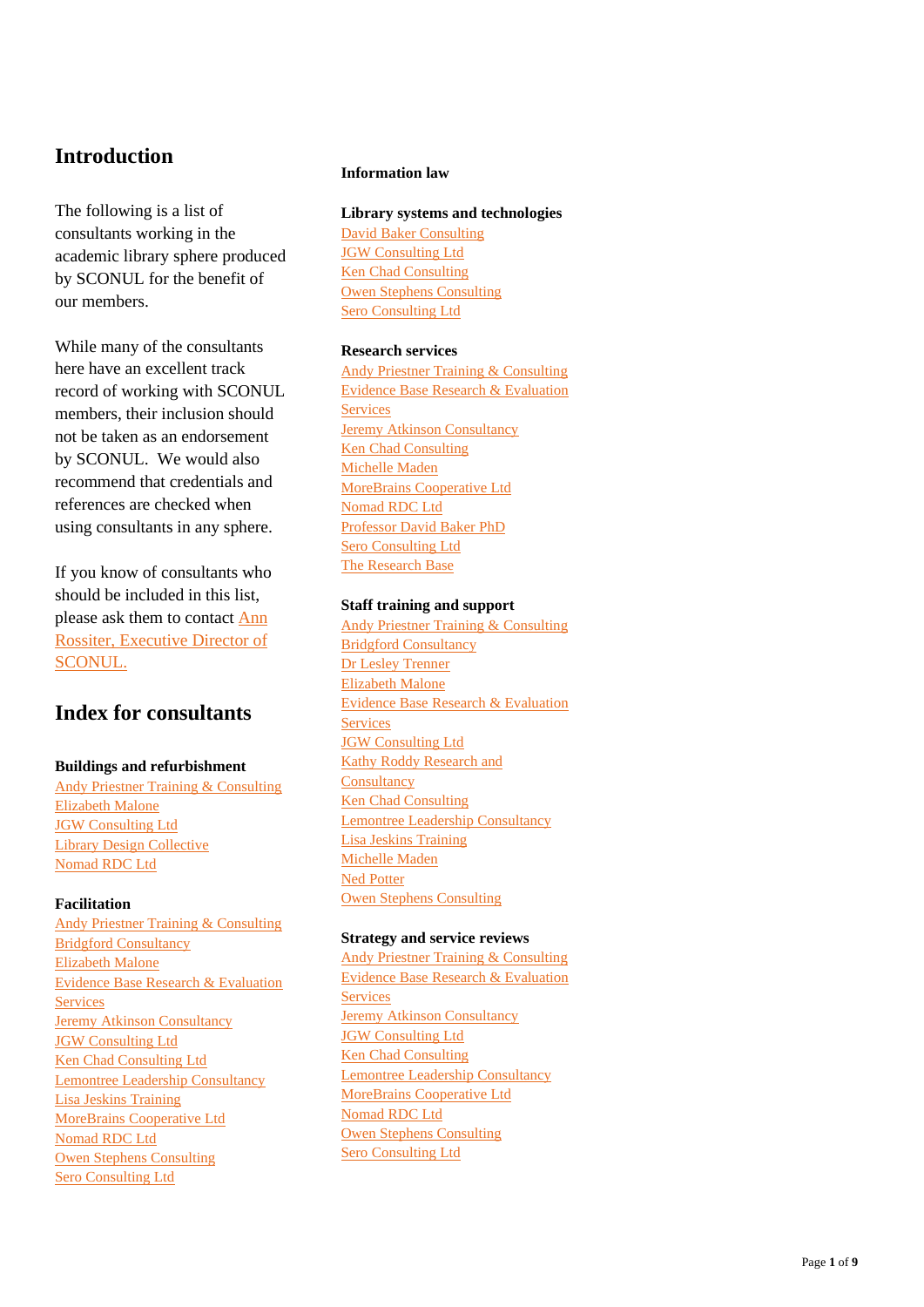## Introduction

The following is a list of consultants working in the academic library sphere produced by SCONUL for the benefit of our members.

While many of the consultants here have an excellent track record of working with SCONUL members, their inclusion should not be taken as an endorsement by SCONUL. We would also recommend that credentials and references are checked when using consultants in any sphere.

If you know of consultants who should be included in this list, please ask them to contact Ann Rossiter, Executive Director of SCONUL.

## Index for consultants

**Buildings and refurbishment**

Andy Priestner Training & Consulting
Elizabeth Malone
JGW Consulting Ltd
Library Design Collective
Nomad RDC Ltd

**Facilitation**

Andy Priestner Training & Consulting
Bridgford Consultancy
Elizabeth Malone
Evidence Base Research & Evaluation Services
Jeremy Atkinson Consultancy
JGW Consulting Ltd
Ken Chad Consulting Ltd
Lemontree Leadership Consultancy
Lisa Jeskins Training
MoreBrains Cooperative Ltd
Nomad RDC Ltd
Owen Stephens Consulting
Sero Consulting Ltd

**Information law**

**Library systems and technologies**

David Baker Consulting
JGW Consulting Ltd
Ken Chad Consulting
Owen Stephens Consulting
Sero Consulting Ltd

**Research services**

Andy Priestner Training & Consulting
Evidence Base Research & Evaluation Services
Jeremy Atkinson Consultancy
Ken Chad Consulting
Michelle Maden
MoreBrains Cooperative Ltd
Nomad RDC Ltd
Professor David Baker PhD
Sero Consulting Ltd
The Research Base

**Staff training and support**

Andy Priestner Training & Consulting
Bridgford Consultancy
Dr Lesley Trenner
Elizabeth Malone
Evidence Base Research & Evaluation Services
JGW Consulting Ltd
Kathy Roddy Research and Consultancy
Ken Chad Consulting
Lemontree Leadership Consultancy
Lisa Jeskins Training
Michelle Maden
Ned Potter
Owen Stephens Consulting

**Strategy and service reviews**

Andy Priestner Training & Consulting
Evidence Base Research & Evaluation Services
Jeremy Atkinson Consultancy
JGW Consulting Ltd
Ken Chad Consulting
Lemontree Leadership Consultancy
MoreBrains Cooperative Ltd
Nomad RDC Ltd
Owen Stephens Consulting
Sero Consulting Ltd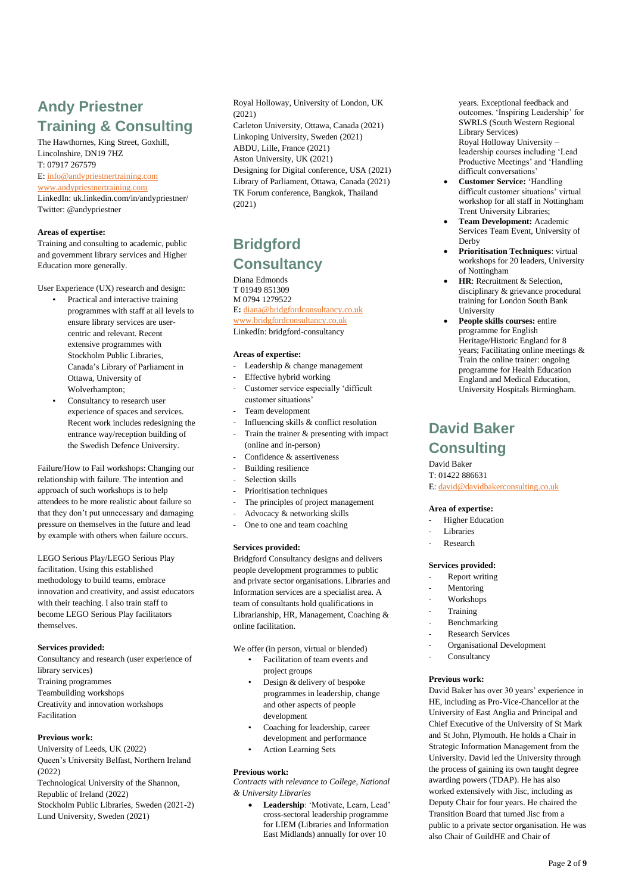## Andy Priestner Training & Consulting

The Hawthornes, King Street, Goxhill, Lincolnshire, DN19 7HZ
T: 07917 267579
E: info@andypriestnertraining.com
www.andypriestnertraining.com
LinkedIn: uk.linkedin.com/in/andypriestner/
Twitter: @andypriestner

**Areas of expertise:**
Training and consulting to academic, public and government library services and Higher Education more generally.

User Experience (UX) research and design:

- Practical and interactive training programmes with staff at all levels to ensure library services are user-centric and relevant. Recent extensive programmes with Stockholm Public Libraries, Canada's Library of Parliament in Ottawa, University of Wolverhampton;
- Consultancy to research user experience of spaces and services. Recent work includes redesigning the entrance way/reception building of the Swedish Defence University.

Failure/How to Fail workshops: Changing our relationship with failure. The intention and approach of such workshops is to help attendees to be more realistic about failure so that they don't put unnecessary and damaging pressure on themselves in the future and lead by example with others when failure occurs.

LEGO Serious Play/LEGO Serious Play facilitation. Using this established methodology to build teams, embrace innovation and creativity, and assist educators with their teaching. I also train staff to become LEGO Serious Play facilitators themselves.

**Services provided:**
Consultancy and research (user experience of library services)
Training programmes
Teambuilding workshops
Creativity and innovation workshops
Facilitation

**Previous work:**
University of Leeds, UK (2022)
Queen's University Belfast, Northern Ireland (2022)
Technological University of the Shannon, Republic of Ireland (2022)
Stockholm Public Libraries, Sweden (2021-2)
Lund University, Sweden (2021)
Royal Holloway, University of London, UK (2021)
Carleton University, Ottawa, Canada (2021)
Linkoping University, Sweden (2021)
ABDU, Lille, France (2021)
Aston University, UK (2021)
Designing for Digital conference, USA (2021)
Library of Parliament, Ottawa, Canada (2021)
TK Forum conference, Bangkok, Thailand (2021)

## Bridgford Consultancy

Diana Edmonds
T 01949 851309
M 0794 1279522
E: diana@bridgfordconsultancy.co.uk
www.bridgfordconsultancy.co.uk
LinkedIn: bridgford-consultancy

**Areas of expertise:**

- Leadership & change management
- Effective hybrid working
- Customer service especially 'difficult customer situations'
- Team development
- Influencing skills & conflict resolution
- Train the trainer & presenting with impact (online and in-person)
- Confidence & assertiveness
- Building resilience
- Selection skills
- Prioritisation techniques
- The principles of project management
- Advocacy & networking skills
- One to one and team coaching

**Services provided:**
Bridgford Consultancy designs and delivers people development programmes to public and private sector organisations. Libraries and Information services are a specialist area. A team of consultants hold qualifications in Librarianship, HR, Management, Coaching & online facilitation.

We offer (in person, virtual or blended)

- Facilitation of team events and project groups
- Design & delivery of bespoke programmes in leadership, change and other aspects of people development
- Coaching for leadership, career development and performance
- Action Learning Sets

**Previous work:**
*Contracts with relevance to College, National & University Libraries*

- **Leadership**: 'Motivate, Learn, Lead' cross-sectoral leadership programme for LIEM (Libraries and Information East Midlands) annually for over 10 years. Exceptional feedback and outcomes. 'Inspiring Leadership' for SWRLS (South Western Regional Library Services)
  Royal Holloway University – leadership courses including 'Lead Productive Meetings' and 'Handling difficult conversations'
- **Customer Service:** 'Handling difficult customer situations' virtual workshop for all staff in Nottingham Trent University Libraries;
- **Team Development:** Academic Services Team Event, University of Derby
- **Prioritisation Techniques**: virtual workshops for 20 leaders, University of Nottingham
- **HR**: Recruitment & Selection, disciplinary & grievance procedural training for London South Bank University
- **People skills courses:** entire programme for English Heritage/Historic England for 8 years; Facilitating online meetings & Train the online trainer: ongoing programme for Health Education England and Medical Education, University Hospitals Birmingham.

## David Baker Consulting

David Baker
T: 01422 886631
E: david@davidbakerconsulting.co.uk

**Area of expertise:**

- Higher Education
- Libraries
- Research

**Services provided:**

- Report writing
- Mentoring
- Workshops
- Training
- Benchmarking
- Research Services
- Organisational Development
- Consultancy

**Previous work:**
David Baker has over 30 years' experience in HE, including as Pro-Vice-Chancellor at the University of East Anglia and Principal and Chief Executive of the University of St Mark and St John, Plymouth. He holds a Chair in Strategic Information Management from the University. David led the University through the process of gaining its own taught degree awarding powers (TDAP). He has also worked extensively with Jisc, including as Deputy Chair for four years. He chaired the Transition Board that turned Jisc from a public to a private sector organisation. He was also Chair of GuildHE and Chair of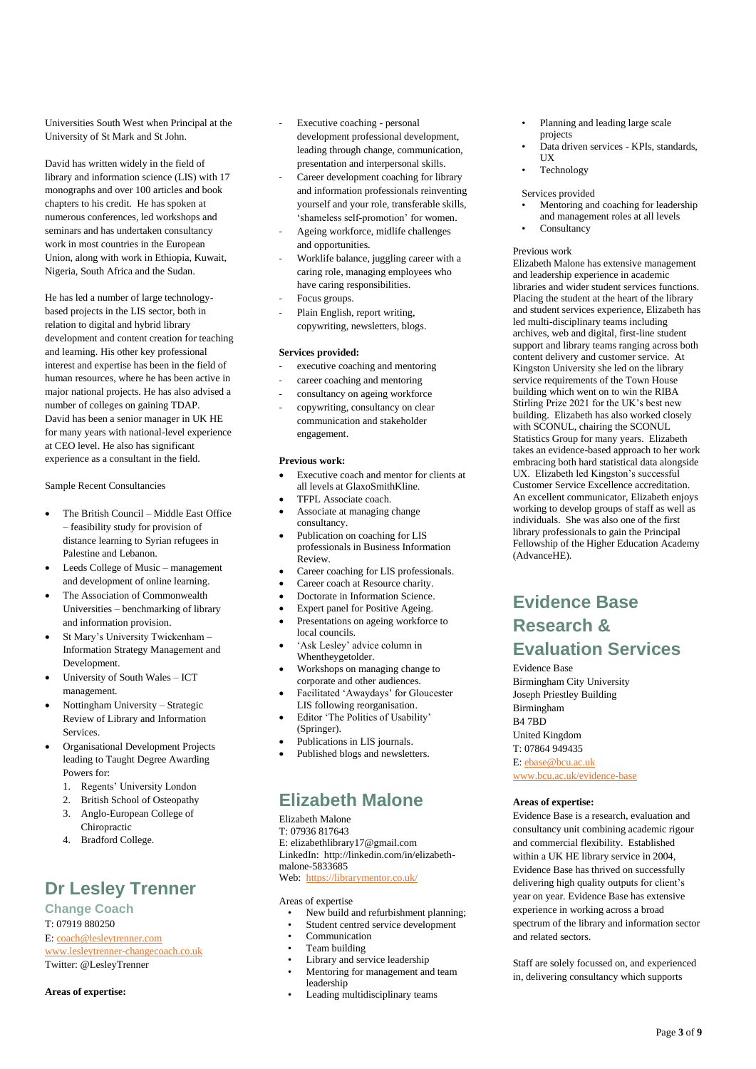Universities South West when Principal at the University of St Mark and St John.

David has written widely in the field of library and information science (LIS) with 17 monographs and over 100 articles and book chapters to his credit. He has spoken at numerous conferences, led workshops and seminars and has undertaken consultancy work in most countries in the European Union, along with work in Ethiopia, Kuwait, Nigeria, South Africa and the Sudan.

He has led a number of large technology-based projects in the LIS sector, both in relation to digital and hybrid library development and content creation for teaching and learning. His other key professional interest and expertise has been in the field of human resources, where he has been active in major national projects. He has also advised a number of colleges on gaining TDAP. David has been a senior manager in UK HE for many years with national-level experience at CEO level. He also has significant experience as a consultant in the field.

Sample Recent Consultancies

- The British Council – Middle East Office – feasibility study for provision of distance learning to Syrian refugees in Palestine and Lebanon.
- Leeds College of Music – management and development of online learning.
- The Association of Commonwealth Universities – benchmarking of library and information provision.
- St Mary's University Twickenham – Information Strategy Management and Development.
- University of South Wales – ICT management.
- Nottingham University – Strategic Review of Library and Information Services.
- Organisational Development Projects leading to Taught Degree Awarding Powers for:
  1. Regents' University London
  2. British School of Osteopathy
  3. Anglo-European College of Chiropractic
  4. Bradford College.

## Dr Lesley Trenner

### Change Coach

T: 07919 880250
E: coach@lesleytrenner.com
www.lesleytrenner-changecoach.co.uk
Twitter: @LesleyTrenner

**Areas of expertise:**

- Executive coaching - personal development professional development, leading through change, communication, presentation and interpersonal skills.
- Career development coaching for library and information professionals reinventing yourself and your role, transferable skills, 'shameless self-promotion' for women.
- Ageing workforce, midlife challenges and opportunities.
- Worklife balance, juggling career with a caring role, managing employees who have caring responsibilities.
- Focus groups.
- Plain English, report writing, copywriting, newsletters, blogs.

**Services provided:**

- executive coaching and mentoring
- career coaching and mentoring
- consultancy on ageing workforce
- copywriting, consultancy on clear communication and stakeholder engagement.

**Previous work:**

- Executive coach and mentor for clients at all levels at GlaxoSmithKline.
- TFPL Associate coach.
- Associate at managing change consultancy.
- Publication on coaching for LIS professionals in Business Information Review.
- Career coaching for LIS professionals.
- Career coach at Resource charity.
- Doctorate in Information Science.
- Expert panel for Positive Ageing.
- Presentations on ageing workforce to local councils.
- 'Ask Lesley' advice column in Whentheygetolder.
- Workshops on managing change to corporate and other audiences.
- Facilitated 'Awaydays' for Gloucester LIS following reorganisation.
- Editor 'The Politics of Usability' (Springer).
- Publications in LIS journals.
- Published blogs and newsletters.

## Elizabeth Malone

Elizabeth Malone
T: 07936 817643
E: elizabethlibrary17@gmail.com
LinkedIn: http://linkedin.com/in/elizabeth-malone-5833685
Web: https://librarymentor.co.uk/

Areas of expertise

- New build and refurbishment planning;
- Student centred service development
- Communication
- Team building
- Library and service leadership
- Mentoring for management and team leadership
- Leading multidisciplinary teams
- Planning and leading large scale projects
- Data driven services - KPIs, standards, UX
- Technology

Services provided

- Mentoring and coaching for leadership and management roles at all levels
- Consultancy

Previous work

Elizabeth Malone has extensive management and leadership experience in academic libraries and wider student services functions. Placing the student at the heart of the library and student services experience, Elizabeth has led multi-disciplinary teams including archives, web and digital, first-line student support and library teams ranging across both content delivery and customer service. At Kingston University she led on the library service requirements of the Town House building which went on to win the RIBA Stirling Prize 2021 for the UK's best new building. Elizabeth has also worked closely with SCONUL, chairing the SCONUL Statistics Group for many years. Elizabeth takes an evidence-based approach to her work embracing both hard statistical data alongside UX. Elizabeth led Kingston's successful Customer Service Excellence accreditation. An excellent communicator, Elizabeth enjoys working to develop groups of staff as well as individuals. She was also one of the first library professionals to gain the Principal Fellowship of the Higher Education Academy (AdvanceHE).

## Evidence Base Research & Evaluation Services

Evidence Base
Birmingham City University
Joseph Priestley Building
Birmingham
B4 7BD
United Kingdom
T: 07864 949435
E: ebase@bcu.ac.uk
www.bcu.ac.uk/evidence-base

**Areas of expertise:**

Evidence Base is a research, evaluation and consultancy unit combining academic rigour and commercial flexibility. Established within a UK HE library service in 2004, Evidence Base has thrived on successfully delivering high quality outputs for client's year on year. Evidence Base has extensive experience in working across a broad spectrum of the library and information sector and related sectors.

Staff are solely focussed on, and experienced in, delivering consultancy which supports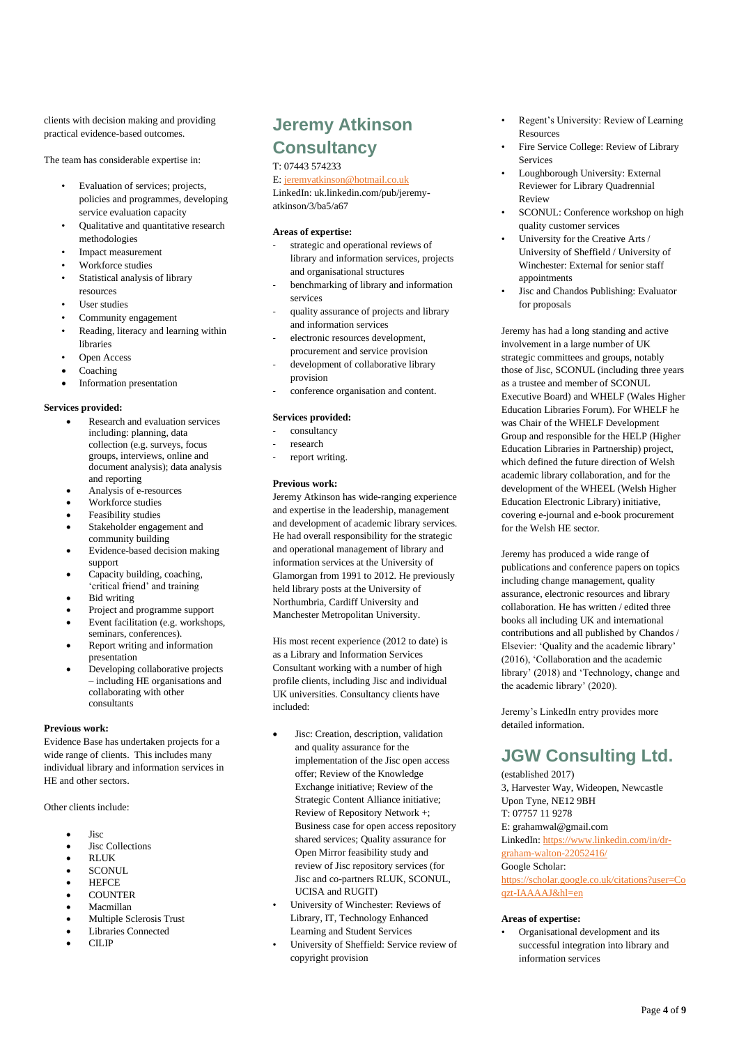clients with decision making and providing practical evidence-based outcomes.

The team has considerable expertise in:

- Evaluation of services; projects, policies and programmes, developing service evaluation capacity
- Qualitative and quantitative research methodologies
- Impact measurement
- Workforce studies
- Statistical analysis of library resources
- User studies
- Community engagement
- Reading, literacy and learning within libraries
- Open Access
- Coaching
- Information presentation

**Services provided:**

- Research and evaluation services including: planning, data collection (e.g. surveys, focus groups, interviews, online and document analysis); data analysis and reporting
- Analysis of e-resources
- Workforce studies
- Feasibility studies
- Stakeholder engagement and community building
- Evidence-based decision making support
- Capacity building, coaching, 'critical friend' and training
- Bid writing
- Project and programme support
- Event facilitation (e.g. workshops, seminars, conferences).
- Report writing and information presentation
- Developing collaborative projects – including HE organisations and collaborating with other consultants

**Previous work:**
Evidence Base has undertaken projects for a wide range of clients. This includes many individual library and information services in HE and other sectors.

Other clients include:

- Jisc
- Jisc Collections
- RLUK
- SCONUL
- HEFCE
- COUNTER
- Macmillan
- Multiple Sclerosis Trust
- Libraries Connected
- CILIP

## Jeremy Atkinson Consultancy

T: 07443 574233
E: jeremyatkinson@hotmail.co.uk
LinkedIn: uk.linkedin.com/pub/jeremy-atkinson/3/ba5/a67

**Areas of expertise:**

- strategic and operational reviews of library and information services, projects and organisational structures
- benchmarking of library and information services
- quality assurance of projects and library and information services
- electronic resources development, procurement and service provision
- development of collaborative library provision
- conference organisation and content.

**Services provided:**

- consultancy
- research
- report writing.

**Previous work:**
Jeremy Atkinson has wide-ranging experience and expertise in the leadership, management and development of academic library services. He had overall responsibility for the strategic and operational management of library and information services at the University of Glamorgan from 1991 to 2012. He previously held library posts at the University of Northumbria, Cardiff University and Manchester Metropolitan University.

His most recent experience (2012 to date) is as a Library and Information Services Consultant working with a number of high profile clients, including Jisc and individual UK universities. Consultancy clients have included:

- Jisc: Creation, description, validation and quality assurance for the implementation of the Jisc open access offer; Review of the Knowledge Exchange initiative; Review of the Strategic Content Alliance initiative; Review of Repository Network +; Business case for open access repository shared services; Quality assurance for Open Mirror feasibility study and review of Jisc repository services (for Jisc and co-partners RLUK, SCONUL, UCISA and RUGIT)
- University of Winchester: Reviews of Library, IT, Technology Enhanced Learning and Student Services
- University of Sheffield: Service review of copyright provision
- Regent's University: Review of Learning Resources
- Fire Service College: Review of Library Services
- Loughborough University: External Reviewer for Library Quadrennial Review
- SCONUL: Conference workshop on high quality customer services
- University for the Creative Arts / University of Sheffield / University of Winchester: External for senior staff appointments
- Jisc and Chandos Publishing: Evaluator for proposals

Jeremy has had a long standing and active involvement in a large number of UK strategic committees and groups, notably those of Jisc, SCONUL (including three years as a trustee and member of SCONUL Executive Board) and WHELF (Wales Higher Education Libraries Forum). For WHELF he was Chair of the WHELF Development Group and responsible for the HELP (Higher Education Libraries in Partnership) project, which defined the future direction of Welsh academic library collaboration, and for the development of the WHEEL (Welsh Higher Education Electronic Library) initiative, covering e-journal and e-book procurement for the Welsh HE sector.

Jeremy has produced a wide range of publications and conference papers on topics including change management, quality assurance, electronic resources and library collaboration. He has written / edited three books all including UK and international contributions and all published by Chandos / Elsevier: 'Quality and the academic library' (2016), 'Collaboration and the academic library' (2018) and 'Technology, change and the academic library' (2020).

Jeremy's LinkedIn entry provides more detailed information.

## JGW Consulting Ltd.

(established 2017)
3, Harvester Way, Wideopen, Newcastle Upon Tyne, NE12 9BH
T: 07757 11 9278
E: grahamwal@gmail.com
LinkedIn: https://www.linkedin.com/in/dr-graham-walton-22052416/
Google Scholar: https://scholar.google.co.uk/citations?user=Coqzt-IAAAAJ&hl=en

**Areas of expertise:**

- Organisational development and its successful integration into library and information services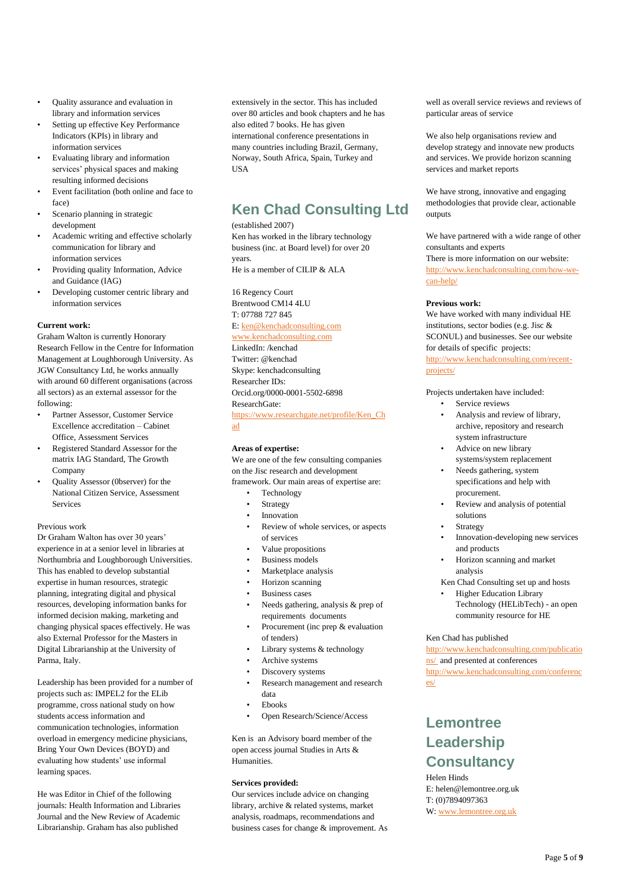- Quality assurance and evaluation in library and information services
- Setting up effective Key Performance Indicators (KPIs) in library and information services
- Evaluating library and information services' physical spaces and making resulting informed decisions
- Event facilitation (both online and face to face)
- Scenario planning in strategic development
- Academic writing and effective scholarly communication for library and information services
- Providing quality Information, Advice and Guidance (IAG)
- Developing customer centric library and information services

**Current work:**
Graham Walton is currently Honorary Research Fellow in the Centre for Information Management at Loughborough University. As JGW Consultancy Ltd, he works annually with around 60 different organisations (across all sectors) as an external assessor for the following:

- Partner Assessor, Customer Service Excellence accreditation – Cabinet Office, Assessment Services
- Registered Standard Assessor for the matrix IAG Standard, The Growth Company
- Quality Assessor (0bserver) for the National Citizen Service, Assessment Services

Previous work
Dr Graham Walton has over 30 years' experience in at a senior level in libraries at Northumbria and Loughborough Universities. This has enabled to develop substantial expertise in human resources, strategic planning, integrating digital and physical resources, developing information banks for informed decision making, marketing and changing physical spaces effectively. He was also External Professor for the Masters in Digital Librarianship at the University of Parma, Italy.

Leadership has been provided for a number of projects such as: IMPEL2 for the ELib programme, cross national study on how students access information and communication technologies, information overload in emergency medicine physicians, Bring Your Own Devices (BOYD) and evaluating how students' use informal learning spaces.

He was Editor in Chief of the following journals: Health Information and Libraries Journal and the New Review of Academic Librarianship. Graham has also published extensively in the sector. This has included over 80 articles and book chapters and he has also edited 7 books. He has given international conference presentations in many countries including Brazil, Germany, Norway, South Africa, Spain, Turkey and USA

## Ken Chad Consulting Ltd

(established 2007)
Ken has worked in the library technology business (inc. at Board level) for over 20 years.
He is a member of CILIP & ALA

16 Regency Court
Brentwood CM14 4LU
T: 07788 727 845
E: ken@kenchadconsulting.com
www.kenchadconsulting.com
LinkedIn: /kenchad
Twitter: @kenchad
Skype: kenchadconsulting
Researcher IDs:
Orcid.org/0000-0001-5502-6898
ResearchGate:
https://www.researchgate.net/profile/Ken_Chad

**Areas of expertise:**
We are one of the few consulting companies on the Jisc research and development framework. Our main areas of expertise are:

- Technology
- Strategy
- Innovation
- Review of whole services, or aspects of services
- Value propositions
- Business models
- Marketplace analysis
- Horizon scanning
- Business cases
- Needs gathering, analysis & prep of requirements documents
- Procurement (inc prep & evaluation of tenders)
- Library systems & technology
- Archive systems
- Discovery systems
- Research management and research data
- Ebooks
- Open Research/Science/Access

Ken is an Advisory board member of the open access journal Studies in Arts & Humanities.

**Services provided:**
Our services include advice on changing library, archive & related systems, market analysis, roadmaps, recommendations and business cases for change & improvement. As well as overall service reviews and reviews of particular areas of service

We also help organisations review and develop strategy and innovate new products and services. We provide horizon scanning services and market reports

We have strong, innovative and engaging methodologies that provide clear, actionable outputs

We have partnered with a wide range of other consultants and experts
There is more information on our website: http://www.kenchadconsulting.com/how-we-can-help/

**Previous work:**
We have worked with many individual HE institutions, sector bodies (e.g. Jisc & SCONUL) and businesses. See our website for details of specific projects: http://www.kenchadconsulting.com/recent-projects/

Projects undertaken have included:

- Service reviews
- Analysis and review of library, archive, repository and research system infrastructure
- Advice on new library systems/system replacement
- Needs gathering, system specifications and help with procurement.
- Review and analysis of potential solutions
- Strategy
- Innovation-developing new services and products
- Horizon scanning and market analysis

Ken Chad Consulting set up and hosts

- Higher Education Library Technology (HELibTech) - an open community resource for HE

Ken Chad has published http://www.kenchadconsulting.com/publications/ and presented at conferences http://www.kenchadconsulting.com/conferences/

## Lemontree Leadership Consultancy

Helen Hinds
E: helen@lemontree.org.uk
T: (0)7894097363
W: www.lemontree.org.uk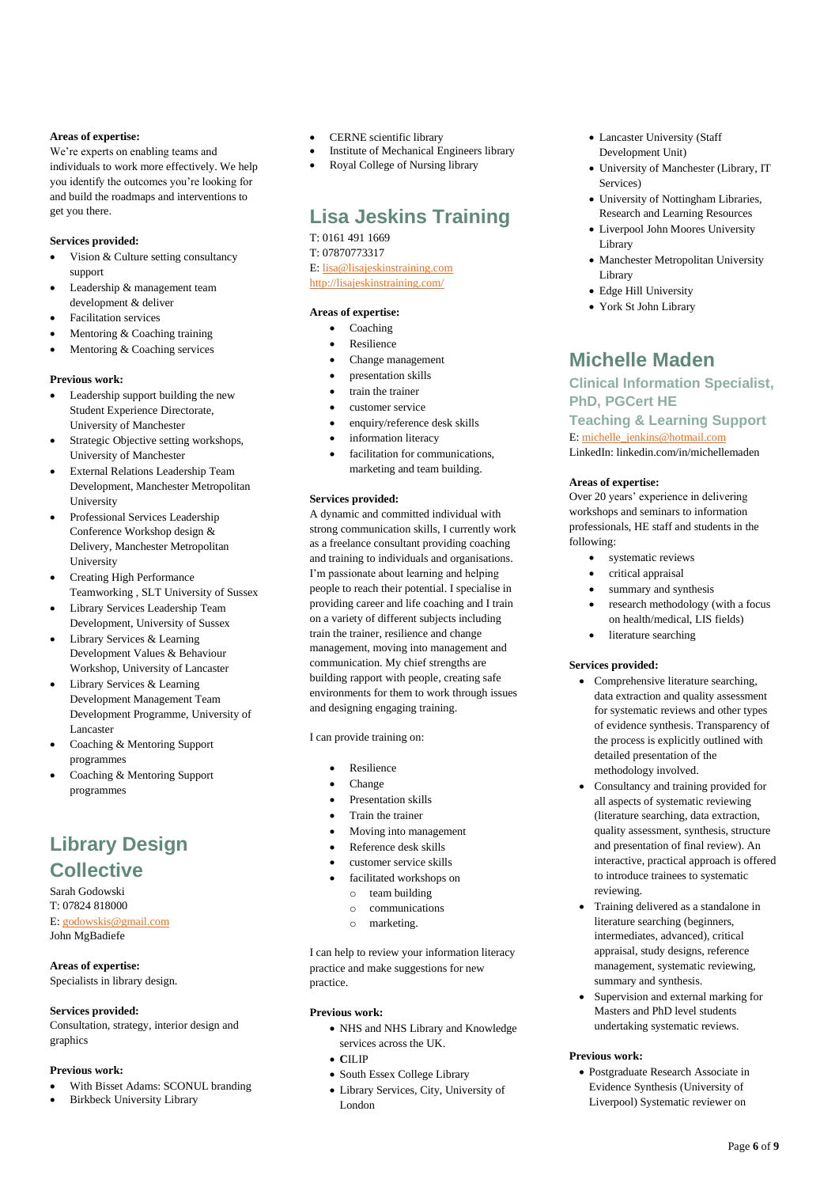**Areas of expertise:**
We're experts on enabling teams and individuals to work more effectively. We help you identify the outcomes you're looking for and build the roadmaps and interventions to get you there.

**Services provided:**

- Vision & Culture setting consultancy support
- Leadership & management team development & deliver
- Facilitation services
- Mentoring & Coaching training
- Mentoring & Coaching services

**Previous work:**

- Leadership support building the new Student Experience Directorate, University of Manchester
- Strategic Objective setting workshops, University of Manchester
- External Relations Leadership Team Development, Manchester Metropolitan University
- Professional Services Leadership Conference Workshop design & Delivery, Manchester Metropolitan University
- Creating High Performance Teamworking , SLT University of Sussex
- Library Services Leadership Team Development, University of Sussex
- Library Services & Learning Development Values & Behaviour Workshop, University of Lancaster
- Library Services & Learning Development Management Team Development Programme, University of Lancaster
- Coaching & Mentoring Support programmes
- Coaching & Mentoring Support programmes

## Library Design Collective

Sarah Godowski
T: 07824 818000
E: godowskis@gmail.com
John MgBadiefe

**Areas of expertise:**
Specialists in library design.

**Services provided:**
Consultation, strategy, interior design and graphics

**Previous work:**

- With Bisset Adams: SCONUL branding
- Birkbeck University Library
- CERNE scientific library
- Institute of Mechanical Engineers library
- Royal College of Nursing library

## Lisa Jeskins Training

T: 0161 491 1669
T: 07870773317
E: lisa@lisajeskinstraining.com
http://lisajeskinstraining.com/

**Areas of expertise:**

- Coaching
- Resilience
- Change management
- presentation skills
- train the trainer
- customer service
- enquiry/reference desk skills
- information literacy
- facilitation for communications, marketing and team building.

**Services provided:**
A dynamic and committed individual with strong communication skills, I currently work as a freelance consultant providing coaching and training to individuals and organisations. I'm passionate about learning and helping people to reach their potential. I specialise in providing career and life coaching and I train on a variety of different subjects including train the trainer, resilience and change management, moving into management and communication. My chief strengths are building rapport with people, creating safe environments for them to work through issues and designing engaging training.

I can provide training on:

- Resilience
- Change
- Presentation skills
- Train the trainer
- Moving into management
- Reference desk skills
- customer service skills
- facilitated workshops on
  - team building
  - communications
  - marketing.

I can help to review your information literacy practice and make suggestions for new practice.

**Previous work:**

- NHS and NHS Library and Knowledge services across the UK.
- CILIP
- South Essex College Library
- Library Services, City, University of London
- Lancaster University (Staff Development Unit)
- University of Manchester (Library, IT Services)
- University of Nottingham Libraries, Research and Learning Resources
- Liverpool John Moores University Library
- Manchester Metropolitan University Library
- Edge Hill University
- York St John Library

## Michelle Maden

### Clinical Information Specialist, PhD, PGCert HE

### Teaching & Learning Support

E: michelle_jenkins@hotmail.com
LinkedIn: linkedin.com/in/michellemaden

**Areas of expertise:**
Over 20 years' experience in delivering workshops and seminars to information professionals, HE staff and students in the following:

- systematic reviews
- critical appraisal
- summary and synthesis
- research methodology (with a focus on health/medical, LIS fields)
- literature searching

**Services provided:**

- Comprehensive literature searching, data extraction and quality assessment for systematic reviews and other types of evidence synthesis. Transparency of the process is explicitly outlined with detailed presentation of the methodology involved.
- Consultancy and training provided for all aspects of systematic reviewing (literature searching, data extraction, quality assessment, synthesis, structure and presentation of final review). An interactive, practical approach is offered to introduce trainees to systematic reviewing.
- Training delivered as a standalone in literature searching (beginners, intermediates, advanced), critical appraisal, study designs, reference management, systematic reviewing, summary and synthesis.
- Supervision and external marking for Masters and PhD level students undertaking systematic reviews.

**Previous work:**

- Postgraduate Research Associate in Evidence Synthesis (University of Liverpool) Systematic reviewer on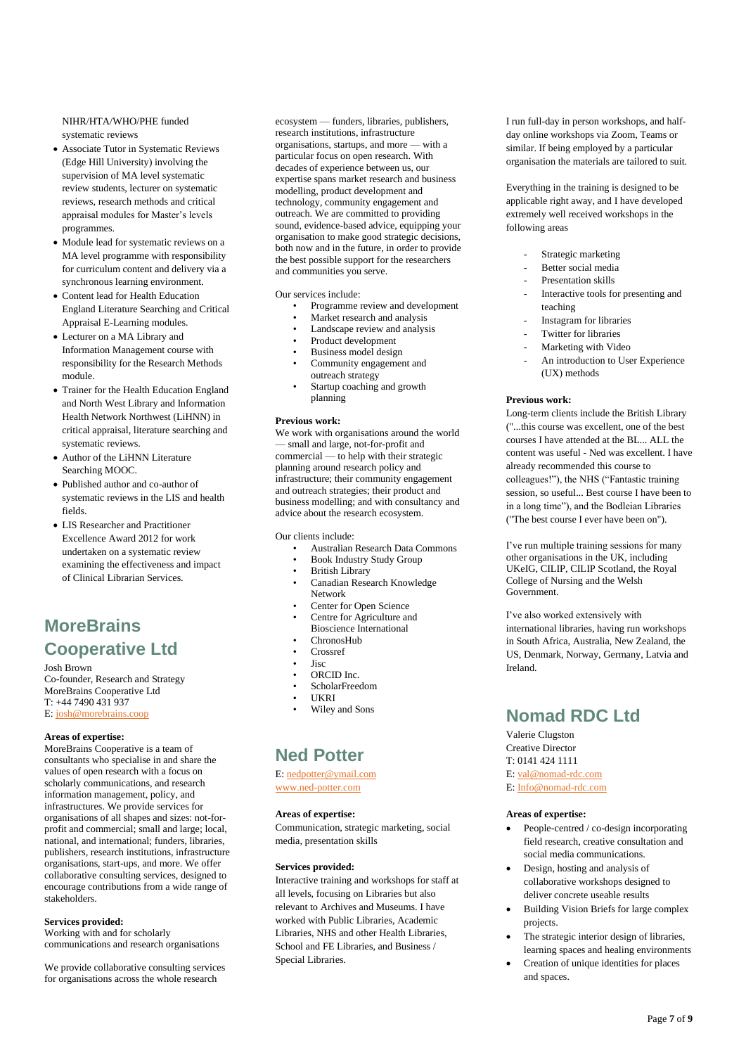NIHR/HTA/WHO/PHE funded systematic reviews

- Associate Tutor in Systematic Reviews (Edge Hill University) involving the supervision of MA level systematic review students, lecturer on systematic reviews, research methods and critical appraisal modules for Master's levels programmes.
- Module lead for systematic reviews on a MA level programme with responsibility for curriculum content and delivery via a synchronous learning environment.
- Content lead for Health Education England Literature Searching and Critical Appraisal E-Learning modules.
- Lecturer on a MA Library and Information Management course with responsibility for the Research Methods module.
- Trainer for the Health Education England and North West Library and Information Health Network Northwest (LiHNN) in critical appraisal, literature searching and systematic reviews.
- Author of the LiHNN Literature Searching MOOC.
- Published author and co-author of systematic reviews in the LIS and health fields.
- LIS Researcher and Practitioner Excellence Award 2012 for work undertaken on a systematic review examining the effectiveness and impact of Clinical Librarian Services.

## MoreBrains Cooperative Ltd

Josh Brown
Co-founder, Research and Strategy
MoreBrains Cooperative Ltd
T: +44 7490 431 937
E: josh@morebrains.coop

**Areas of expertise:**
MoreBrains Cooperative is a team of consultants who specialise in and share the values of open research with a focus on scholarly communications, and research information management, policy, and infrastructures. We provide services for organisations of all shapes and sizes: not-for-profit and commercial; small and large; local, national, and international; funders, libraries, publishers, research institutions, infrastructure organisations, start-ups, and more. We offer collaborative consulting services, designed to encourage contributions from a wide range of stakeholders.

**Services provided:**
Working with and for scholarly communications and research organisations

We provide collaborative consulting services for organisations across the whole research ecosystem — funders, libraries, publishers, research institutions, infrastructure organisations, startups, and more — with a particular focus on open research. With decades of experience between us, our expertise spans market research and business modelling, product development and technology, community engagement and outreach. We are committed to providing sound, evidence-based advice, equipping your organisation to make good strategic decisions, both now and in the future, in order to provide the best possible support for the researchers and communities you serve.

Our services include:

- Programme review and development
- Market research and analysis
- Landscape review and analysis
- Product development
- Business model design
- Community engagement and outreach strategy
- Startup coaching and growth planning

**Previous work:**
We work with organisations around the world — small and large, not-for-profit and commercial — to help with their strategic planning around research policy and infrastructure; their community engagement and outreach strategies; their product and business modelling; and with consultancy and advice about the research ecosystem.

Our clients include:

- Australian Research Data Commons
- Book Industry Study Group
- British Library
- Canadian Research Knowledge Network
- Center for Open Science
- Centre for Agriculture and Bioscience International
- ChronosHub
- Crossref
- Jisc
- ORCID Inc.
- ScholarFreedom
- UKRI
- Wiley and Sons

## Ned Potter

E: nedpotter@ymail.com
www.ned-potter.com

**Areas of expertise:**
Communication, strategic marketing, social media, presentation skills

**Services provided:**
Interactive training and workshops for staff at all levels, focusing on Libraries but also relevant to Archives and Museums. I have worked with Public Libraries, Academic Libraries, NHS and other Health Libraries, School and FE Libraries, and Business / Special Libraries.

I run full-day in person workshops, and half-day online workshops via Zoom, Teams or similar. If being employed by a particular organisation the materials are tailored to suit.

Everything in the training is designed to be applicable right away, and I have developed extremely well received workshops in the following areas

- Strategic marketing
- Better social media
- Presentation skills
- Interactive tools for presenting and teaching
- Instagram for libraries
- Twitter for libraries
- Marketing with Video
- An introduction to User Experience (UX) methods

**Previous work:**
Long-term clients include the British Library ("...this course was excellent, one of the best courses I have attended at the BL... ALL the content was useful - Ned was excellent. I have already recommended this course to colleagues!"), the NHS ("Fantastic training session, so useful... Best course I have been to in a long time"), and the Bodleian Libraries ("The best course I ever have been on").

I've run multiple training sessions for many other organisations in the UK, including UKeIG, CILIP, CILIP Scotland, the Royal College of Nursing and the Welsh Government.

I've also worked extensively with international libraries, having run workshops in South Africa, Australia, New Zealand, the US, Denmark, Norway, Germany, Latvia and Ireland.

## Nomad RDC Ltd

Valerie Clugston
Creative Director
T: 0141 424 1111
E: val@nomad-rdc.com
E: Info@nomad-rdc.com

**Areas of expertise:**

- People-centred / co-design incorporating field research, creative consultation and social media communications.
- Design, hosting and analysis of collaborative workshops designed to deliver concrete useable results
- Building Vision Briefs for large complex projects.
- The strategic interior design of libraries, learning spaces and healing environments
- Creation of unique identities for places and spaces.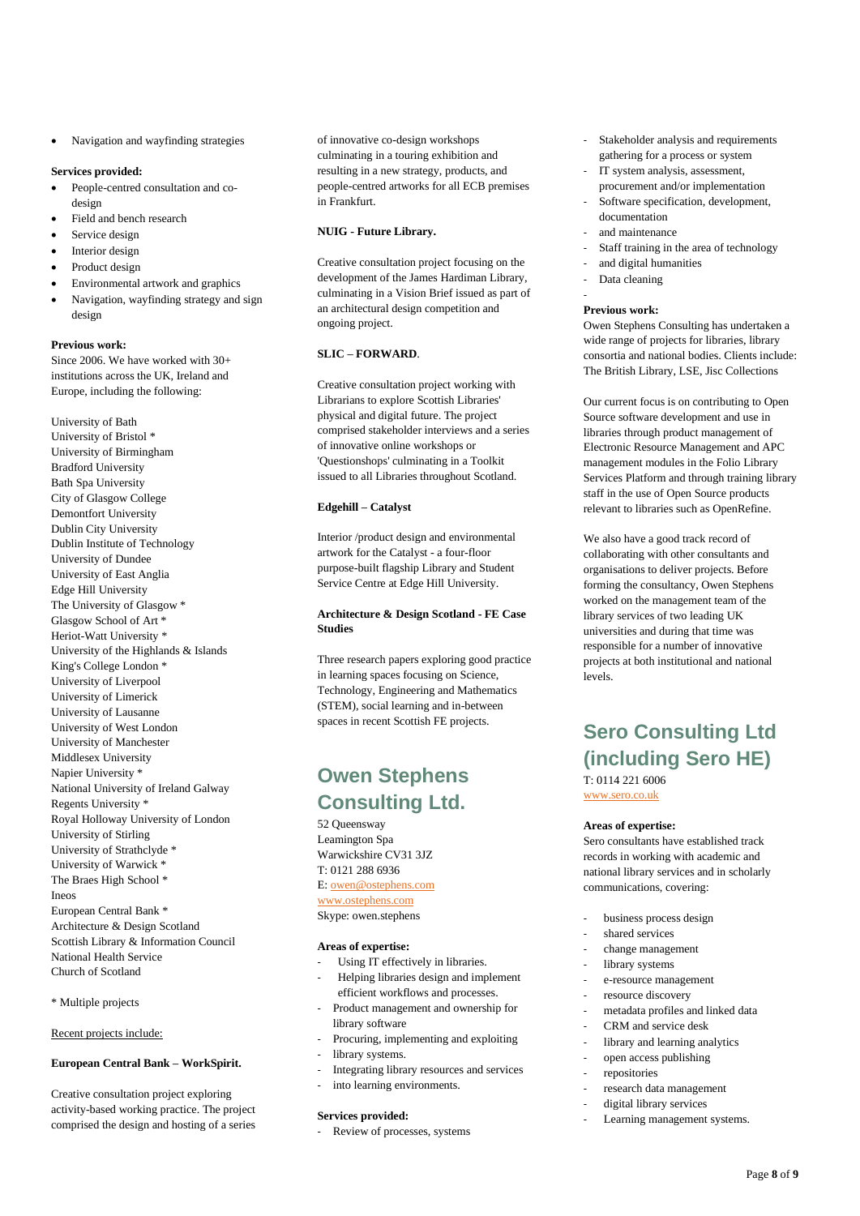- Navigation and wayfinding strategies

**Services provided:**

- People-centred consultation and co-design
- Field and bench research
- Service design
- Interior design
- Product design
- Environmental artwork and graphics
- Navigation, wayfinding strategy and sign design

**Previous work:**
Since 2006. We have worked with 30+ institutions across the UK, Ireland and Europe, including the following:

University of Bath
University of Bristol *
University of Birmingham
Bradford University
Bath Spa University
City of Glasgow College
Demontfort University
Dublin City University
Dublin Institute of Technology
University of Dundee
University of East Anglia
Edge Hill University
The University of Glasgow *
Glasgow School of Art *
Heriot-Watt University *
University of the Highlands & Islands
King's College London *
University of Liverpool
University of Limerick
University of Lausanne
University of West London
University of Manchester
Middlesex University
Napier University *
National University of Ireland Galway
Regents University *
Royal Holloway University of London
University of Stirling
University of Strathclyde *
University of Warwick *
The Braes High School *
Ineos
European Central Bank *
Architecture & Design Scotland
Scottish Library & Information Council
National Health Service
Church of Scotland

* Multiple projects

Recent projects include:

**European Central Bank – WorkSpirit.**

Creative consultation project exploring activity-based working practice. The project comprised the design and hosting of a series of innovative co-design workshops culminating in a touring exhibition and resulting in a new strategy, products, and people-centred artworks for all ECB premises in Frankfurt.

**NUIG - Future Library.**

Creative consultation project focusing on the development of the James Hardiman Library, culminating in a Vision Brief issued as part of an architectural design competition and ongoing project.

**SLIC – FORWARD.**

Creative consultation project working with Librarians to explore Scottish Libraries' physical and digital future. The project comprised stakeholder interviews and a series of innovative online workshops or 'Questionshops' culminating in a Toolkit issued to all Libraries throughout Scotland.

**Edgehill – Catalyst**

Interior /product design and environmental artwork for the Catalyst - a four-floor purpose-built flagship Library and Student Service Centre at Edge Hill University.

**Architecture & Design Scotland - FE Case Studies**

Three research papers exploring good practice in learning spaces focusing on Science, Technology, Engineering and Mathematics (STEM), social learning and in-between spaces in recent Scottish FE projects.

## Owen Stephens Consulting Ltd.

52 Queensway
Leamington Spa
Warwickshire CV31 3JZ
T: 0121 288 6936
E: owen@ostephens.com
www.ostephens.com
Skype: owen.stephens

**Areas of expertise:**

- Using IT effectively in libraries.
- Helping libraries design and implement efficient workflows and processes.
- Product management and ownership for library software
- Procuring, implementing and exploiting
- library systems.
- Integrating library resources and services
- into learning environments.

**Services provided:**

- Review of processes, systems
- Stakeholder analysis and requirements gathering for a process or system
- IT system analysis, assessment, procurement and/or implementation
- Software specification, development, documentation
- and maintenance
- Staff training in the area of technology
- and digital humanities
- Data cleaning
-

**Previous work:**
Owen Stephens Consulting has undertaken a wide range of projects for libraries, library consortia and national bodies. Clients include: The British Library, LSE, Jisc Collections

Our current focus is on contributing to Open Source software development and use in libraries through product management of Electronic Resource Management and APC management modules in the Folio Library Services Platform and through training library staff in the use of Open Source products relevant to libraries such as OpenRefine.

We also have a good track record of collaborating with other consultants and organisations to deliver projects. Before forming the consultancy, Owen Stephens worked on the management team of the library services of two leading UK universities and during that time was responsible for a number of innovative projects at both institutional and national levels.

## Sero Consulting Ltd (including Sero HE)

T: 0114 221 6006
www.sero.co.uk

**Areas of expertise:**
Sero consultants have established track records in working with academic and national library services and in scholarly communications, covering:

- business process design
- shared services
- change management
- library systems
- e-resource management
- resource discovery
- metadata profiles and linked data
- CRM and service desk
- library and learning analytics
- open access publishing
- repositories
- research data management
- digital library services
- Learning management systems.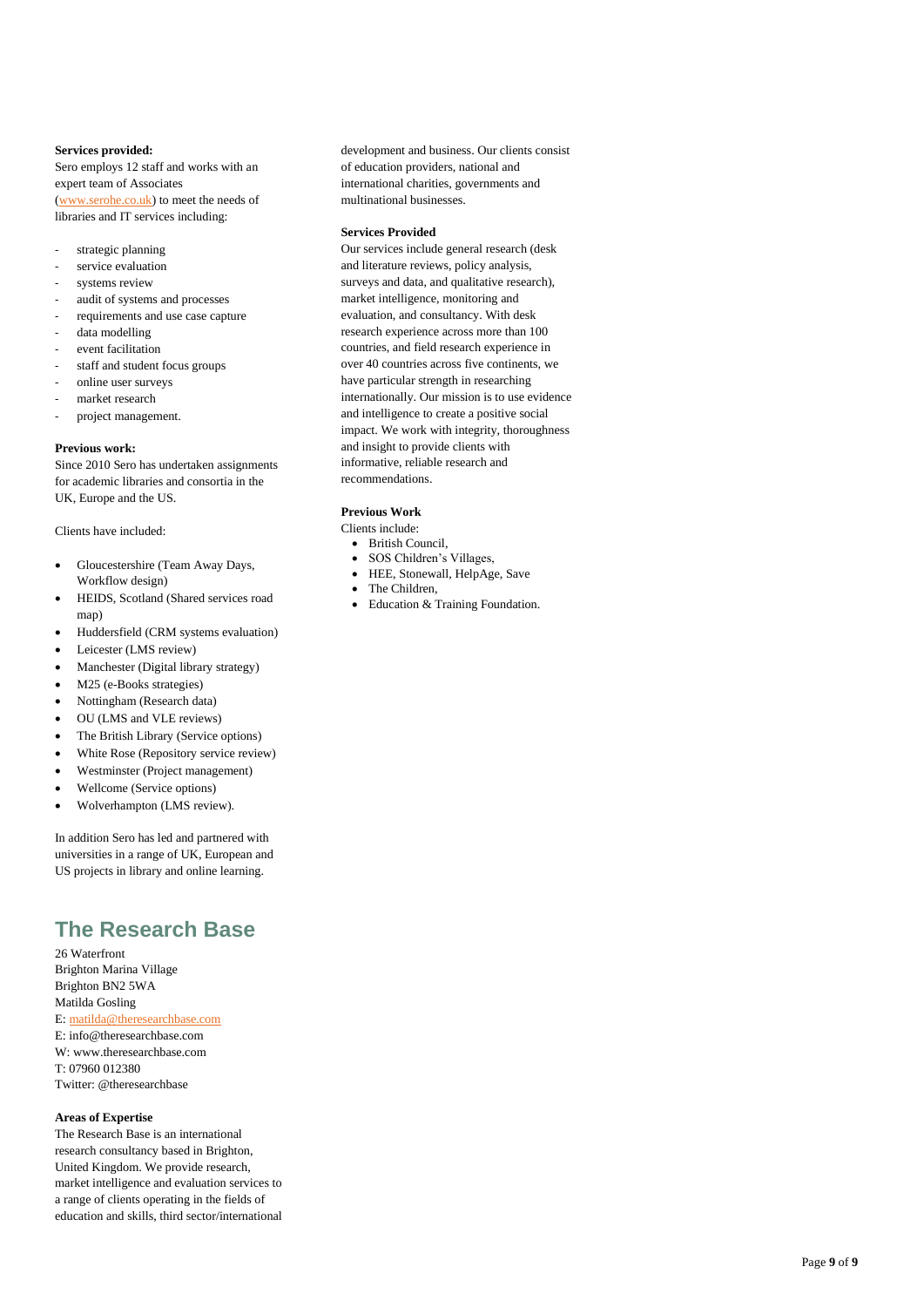**Services provided:**
Sero employs 12 staff and works with an expert team of Associates (www.serohe.co.uk) to meet the needs of libraries and IT services including:

- strategic planning
- service evaluation
- systems review
- audit of systems and processes
- requirements and use case capture
- data modelling
- event facilitation
- staff and student focus groups
- online user surveys
- market research
- project management.

**Previous work:**
Since 2010 Sero has undertaken assignments for academic libraries and consortia in the UK, Europe and the US.

Clients have included:

- Gloucestershire (Team Away Days, Workflow design)
- HEIDS, Scotland (Shared services road map)
- Huddersfield (CRM systems evaluation)
- Leicester (LMS review)
- Manchester (Digital library strategy)
- M25 (e-Books strategies)
- Nottingham (Research data)
- OU (LMS and VLE reviews)
- The British Library (Service options)
- White Rose (Repository service review)
- Westminster (Project management)
- Wellcome (Service options)
- Wolverhampton (LMS review).

In addition Sero has led and partnered with universities in a range of UK, European and US projects in library and online learning.

## The Research Base

26 Waterfront
Brighton Marina Village
Brighton BN2 5WA
Matilda Gosling
E: matilda@theresearchbase.com
E: info@theresearchbase.com
W: www.theresearchbase.com
T: 07960 012380
Twitter: @theresearchbase

**Areas of Expertise**
The Research Base is an international research consultancy based in Brighton, United Kingdom. We provide research, market intelligence and evaluation services to a range of clients operating in the fields of education and skills, third sector/international development and business. Our clients consist of education providers, national and international charities, governments and multinational businesses.

**Services Provided**
Our services include general research (desk and literature reviews, policy analysis, surveys and data, and qualitative research), market intelligence, monitoring and evaluation, and consultancy. With desk research experience across more than 100 countries, and field research experience in over 40 countries across five continents, we have particular strength in researching internationally. Our mission is to use evidence and intelligence to create a positive social impact. We work with integrity, thoroughness and insight to provide clients with informative, reliable research and recommendations.

**Previous Work**
Clients include:

- British Council,
- SOS Children's Villages,
- HEE, Stonewall, HelpAge, Save
- The Children,
- Education & Training Foundation.